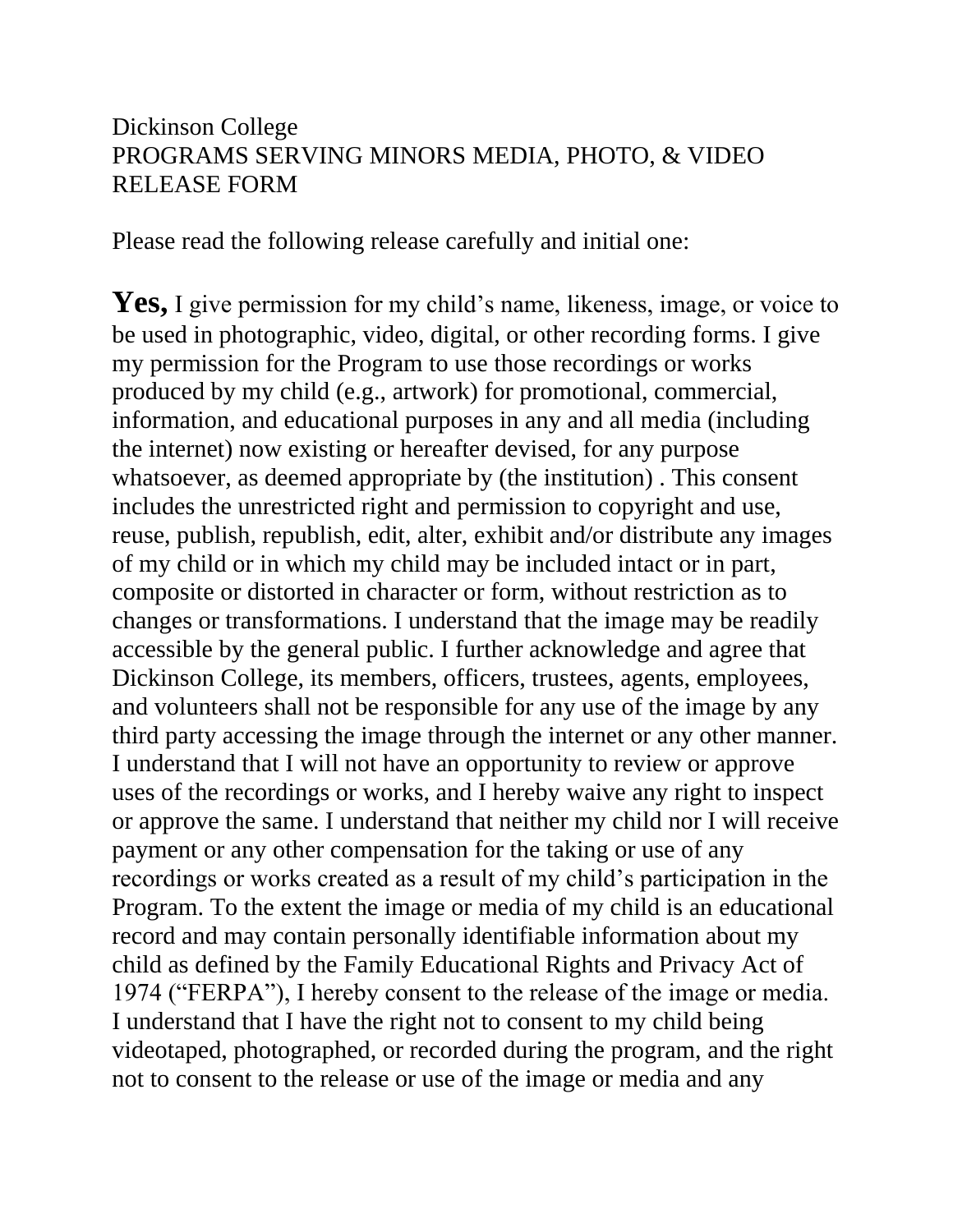Dickinson College
PROGRAMS SERVING MINORS MEDIA, PHOTO, & VIDEO RELEASE FORM

Please read the following release carefully and initial one:

**Yes,** I give permission for my child's name, likeness, image, or voice to be used in photographic, video, digital, or other recording forms. I give my permission for the Program to use those recordings or works produced by my child (e.g., artwork) for promotional, commercial, information, and educational purposes in any and all media (including the internet) now existing or hereafter devised, for any purpose whatsoever, as deemed appropriate by (the institution) . This consent includes the unrestricted right and permission to copyright and use, reuse, publish, republish, edit, alter, exhibit and/or distribute any images of my child or in which my child may be included intact or in part, composite or distorted in character or form, without restriction as to changes or transformations. I understand that the image may be readily accessible by the general public. I further acknowledge and agree that Dickinson College, its members, officers, trustees, agents, employees, and volunteers shall not be responsible for any use of the image by any third party accessing the image through the internet or any other manner. I understand that I will not have an opportunity to review or approve uses of the recordings or works, and I hereby waive any right to inspect or approve the same. I understand that neither my child nor I will receive payment or any other compensation for the taking or use of any recordings or works created as a result of my child's participation in the Program. To the extent the image or media of my child is an educational record and may contain personally identifiable information about my child as defined by the Family Educational Rights and Privacy Act of 1974 ("FERPA"), I hereby consent to the release of the image or media. I understand that I have the right not to consent to my child being videotaped, photographed, or recorded during the program, and the right not to consent to the release or use of the image or media and any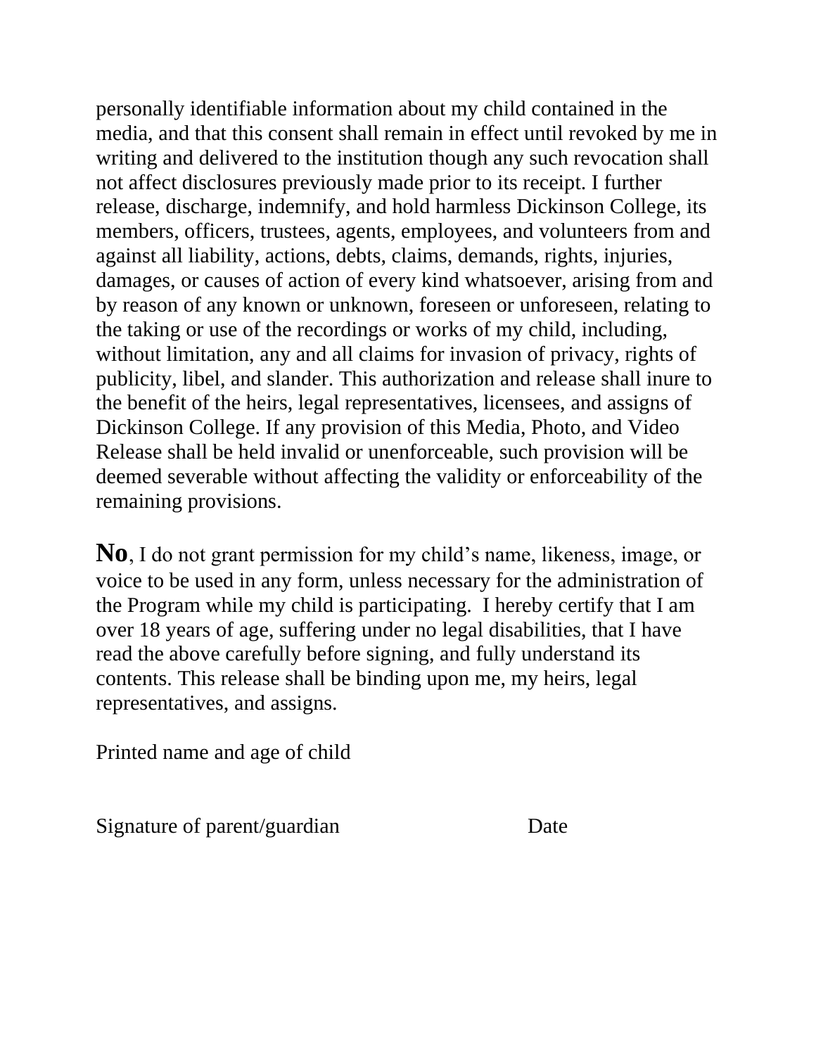personally identifiable information about my child contained in the media, and that this consent shall remain in effect until revoked by me in writing and delivered to the institution though any such revocation shall not affect disclosures previously made prior to its receipt. I further release, discharge, indemnify, and hold harmless Dickinson College, its members, officers, trustees, agents, employees, and volunteers from and against all liability, actions, debts, claims, demands, rights, injuries, damages, or causes of action of every kind whatsoever, arising from and by reason of any known or unknown, foreseen or unforeseen, relating to the taking or use of the recordings or works of my child, including, without limitation, any and all claims for invasion of privacy, rights of publicity, libel, and slander. This authorization and release shall inure to the benefit of the heirs, legal representatives, licensees, and assigns of Dickinson College. If any provision of this Media, Photo, and Video Release shall be held invalid or unenforceable, such provision will be deemed severable without affecting the validity or enforceability of the remaining provisions.

**No**, I do not grant permission for my child's name, likeness, image, or voice to be used in any form, unless necessary for the administration of the Program while my child is participating. I hereby certify that I am over 18 years of age, suffering under no legal disabilities, that I have read the above carefully before signing, and fully understand its contents. This release shall be binding upon me, my heirs, legal representatives, and assigns.

Printed name and age of child

Signature of parent/guardian Date